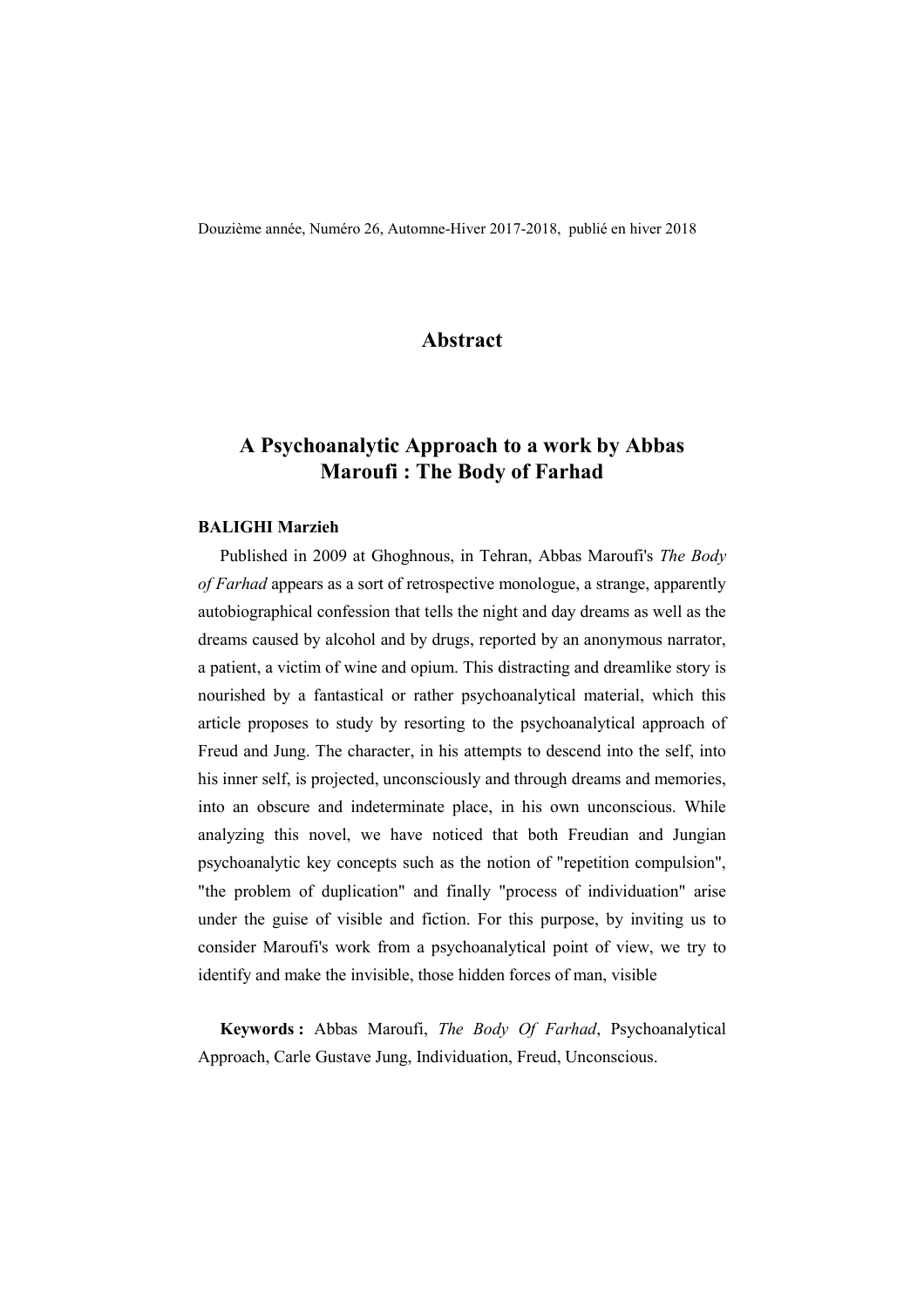# Abstract

## A Psychoanalytic Approach to a work by Abbas Maroufi : The Body of Farhad

**BALIGHI Marzieh**

Published in 2009 at Ghoghnous, in Tehran, Abbas Maroufi's *The Body of Farhad* appears as a sort of retrospective monologue, a strange, apparently autobiographical confession that tells the night and day dreams as well as the dreams caused by alcohol and by drugs, reported by an anonymous narrator, a patient, a victim of wine and opium. This distracting and dreamlike story is nourished by a fantastical or rather psychoanalytical material, which this article proposes to study by resorting to the psychoanalytical approach of Freud and Jung. The character, in his attempts to descend into the self, into his inner self, is projected, unconsciously and through dreams and memories, into an obscure and indeterminate place, in his own unconscious. While analyzing this novel, we have noticed that both Freudian and Jungian psychoanalytic key concepts such as the notion of "repetition compulsion", "the problem of duplication" and finally "process of individuation" arise under the guise of visible and fiction. For this purpose, by inviting us to consider Maroufi's work from a psychoanalytical point of view, we try to identify and make the invisible, those hidden forces of man, visible

**Keywords :** Abbas Maroufi, *The Body Of Farhad*, Psychoanalytical Approach, Carle Gustave Jung, Individuation, Freud, Unconscious.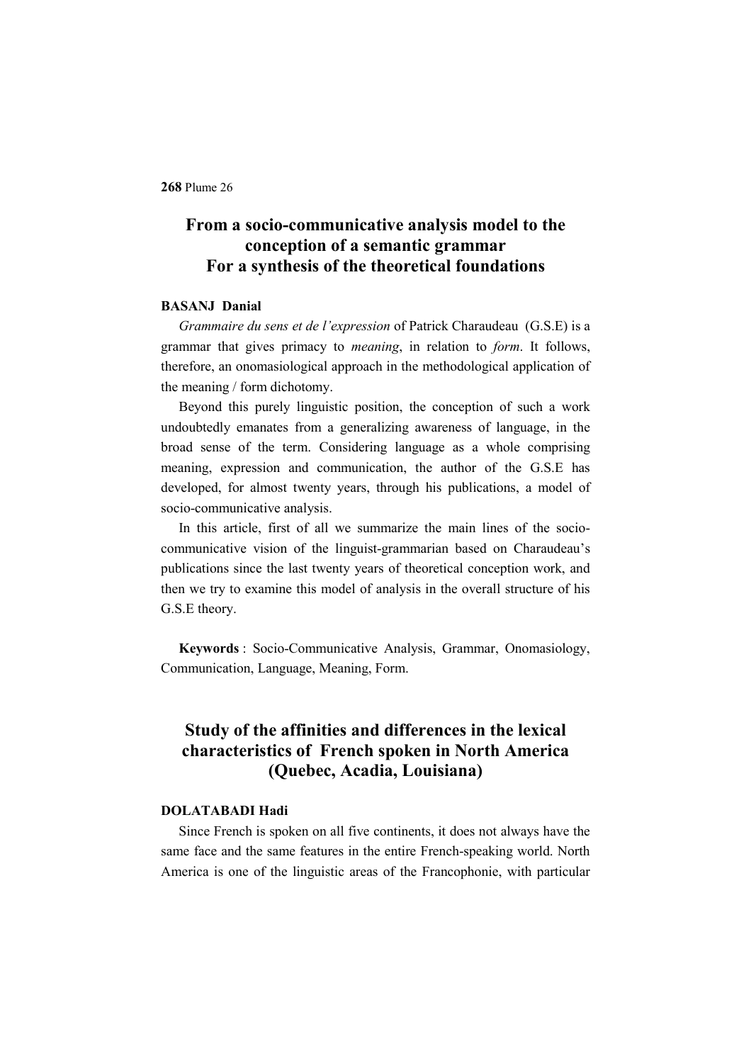## From a socio-communicative analysis model to the conception of a semantic grammar For a synthesis of the theoretical foundations

**BASANJ Danial**

*Grammaire du sens et de l'expression* of Patrick Charaudeau (G.S.E) is a grammar that gives primacy to *meaning*, in relation to *form*. It follows, therefore, an onomasiological approach in the methodological application of the meaning / form dichotomy.

Beyond this purely linguistic position, the conception of such a work undoubtedly emanates from a generalizing awareness of language, in the broad sense of the term. Considering language as a whole comprising meaning, expression and communication, the author of the G.S.E has developed, for almost twenty years, through his publications, a model of socio-communicative analysis.

In this article, first of all we summarize the main lines of the socio-communicative vision of the linguist-grammarian based on Charaudeau's publications since the last twenty years of theoretical conception work, and then we try to examine this model of analysis in the overall structure of his G.S.E theory.

**Keywords** : Socio-Communicative Analysis, Grammar, Onomasiology, Communication, Language, Meaning, Form.

## Study of the affinities and differences in the lexical characteristics of French spoken in North America (Quebec, Acadia, Louisiana)

**DOLATABADI Hadi**

Since French is spoken on all five continents, it does not always have the same face and the same features in the entire French-speaking world. North America is one of the linguistic areas of the Francophonie, with particular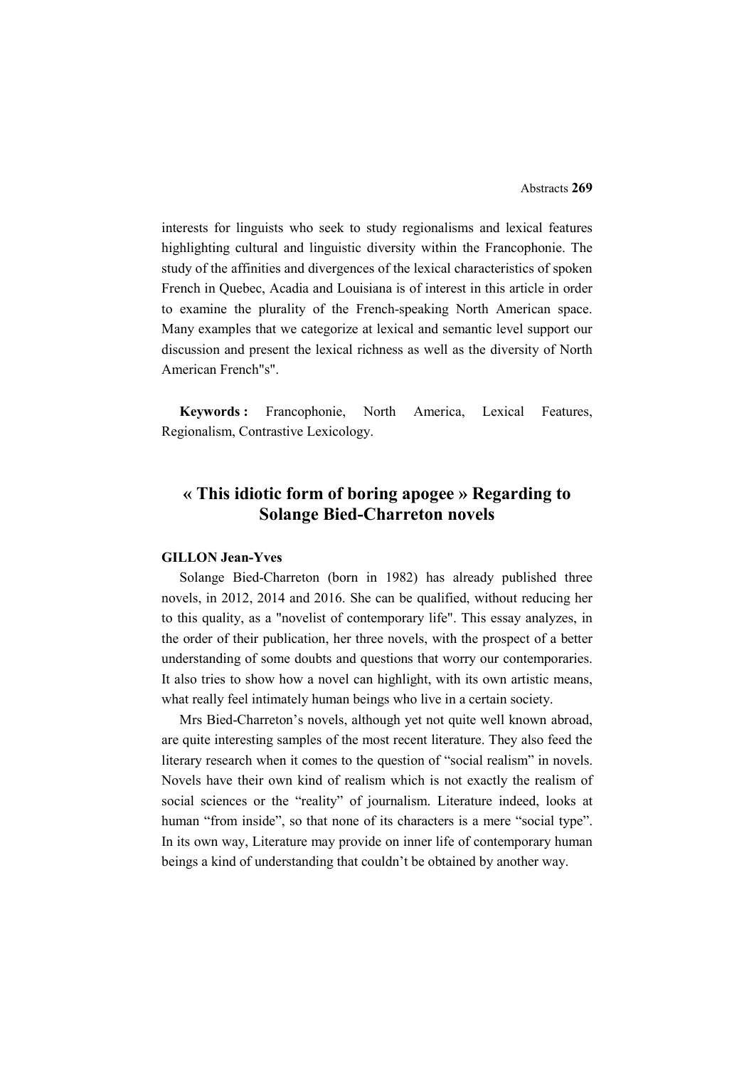interests for linguists who seek to study regionalisms and lexical features highlighting cultural and linguistic diversity within the Francophonie. The study of the affinities and divergences of the lexical characteristics of spoken French in Quebec, Acadia and Louisiana is of interest in this article in order to examine the plurality of the French-speaking North American space. Many examples that we categorize at lexical and semantic level support our discussion and present the lexical richness as well as the diversity of North American French"s".

**Keywords :** Francophonie, North America, Lexical Features, Regionalism, Contrastive Lexicology.

## « This idiotic form of boring apogee » Regarding to Solange Bied-Charreton novels

**GILLON Jean-Yves**

Solange Bied-Charreton (born in 1982) has already published three novels, in 2012, 2014 and 2016. She can be qualified, without reducing her to this quality, as a "novelist of contemporary life". This essay analyzes, in the order of their publication, her three novels, with the prospect of a better understanding of some doubts and questions that worry our contemporaries. It also tries to show how a novel can highlight, with its own artistic means, what really feel intimately human beings who live in a certain society.

Mrs Bied-Charreton's novels, although yet not quite well known abroad, are quite interesting samples of the most recent literature. They also feed the literary research when it comes to the question of "social realism" in novels. Novels have their own kind of realism which is not exactly the realism of social sciences or the "reality" of journalism. Literature indeed, looks at human "from inside", so that none of its characters is a mere "social type". In its own way, Literature may provide on inner life of contemporary human beings a kind of understanding that couldn't be obtained by another way.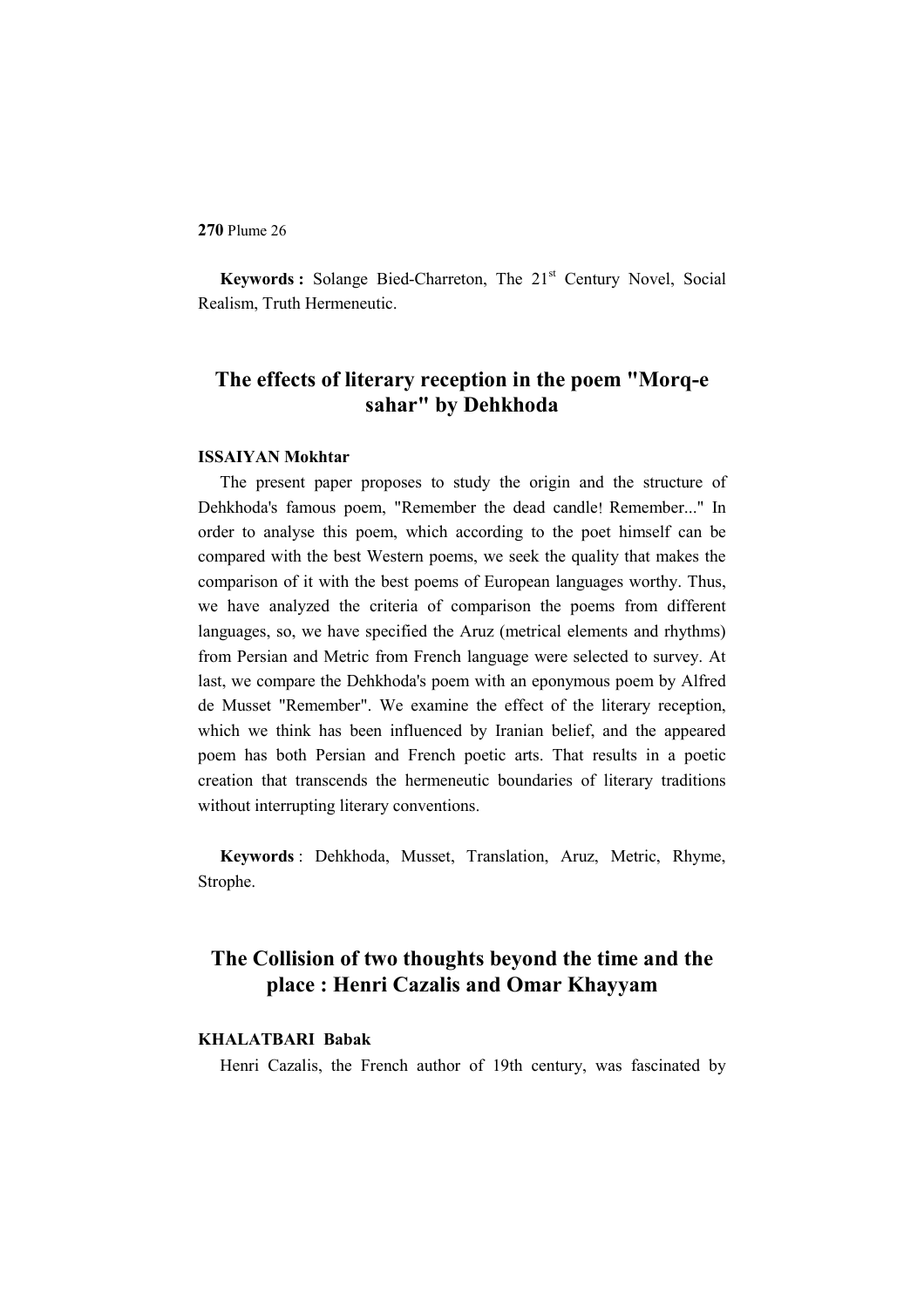**Keywords :** Solange Bied-Charreton, The 21st Century Novel, Social Realism, Truth Hermeneutic.

## The effects of literary reception in the poem "Morq-e sahar" by Dehkhoda

**ISSAIYAN Mokhtar**

The present paper proposes to study the origin and the structure of Dehkhoda's famous poem, "Remember the dead candle! Remember..." In order to analyse this poem, which according to the poet himself can be compared with the best Western poems, we seek the quality that makes the comparison of it with the best poems of European languages worthy. Thus, we have analyzed the criteria of comparison the poems from different languages, so, we have specified the Aruz (metrical elements and rhythms) from Persian and Metric from French language were selected to survey. At last, we compare the Dehkhoda's poem with an eponymous poem by Alfred de Musset "Remember". We examine the effect of the literary reception, which we think has been influenced by Iranian belief, and the appeared poem has both Persian and French poetic arts. That results in a poetic creation that transcends the hermeneutic boundaries of literary traditions without interrupting literary conventions.

**Keywords** : Dehkhoda, Musset, Translation, Aruz, Metric, Rhyme, Strophe.

## The Collision of two thoughts beyond the time and the place : Henri Cazalis and Omar Khayyam

**KHALATBARI Babak**

Henri Cazalis, the French author of 19th century, was fascinated by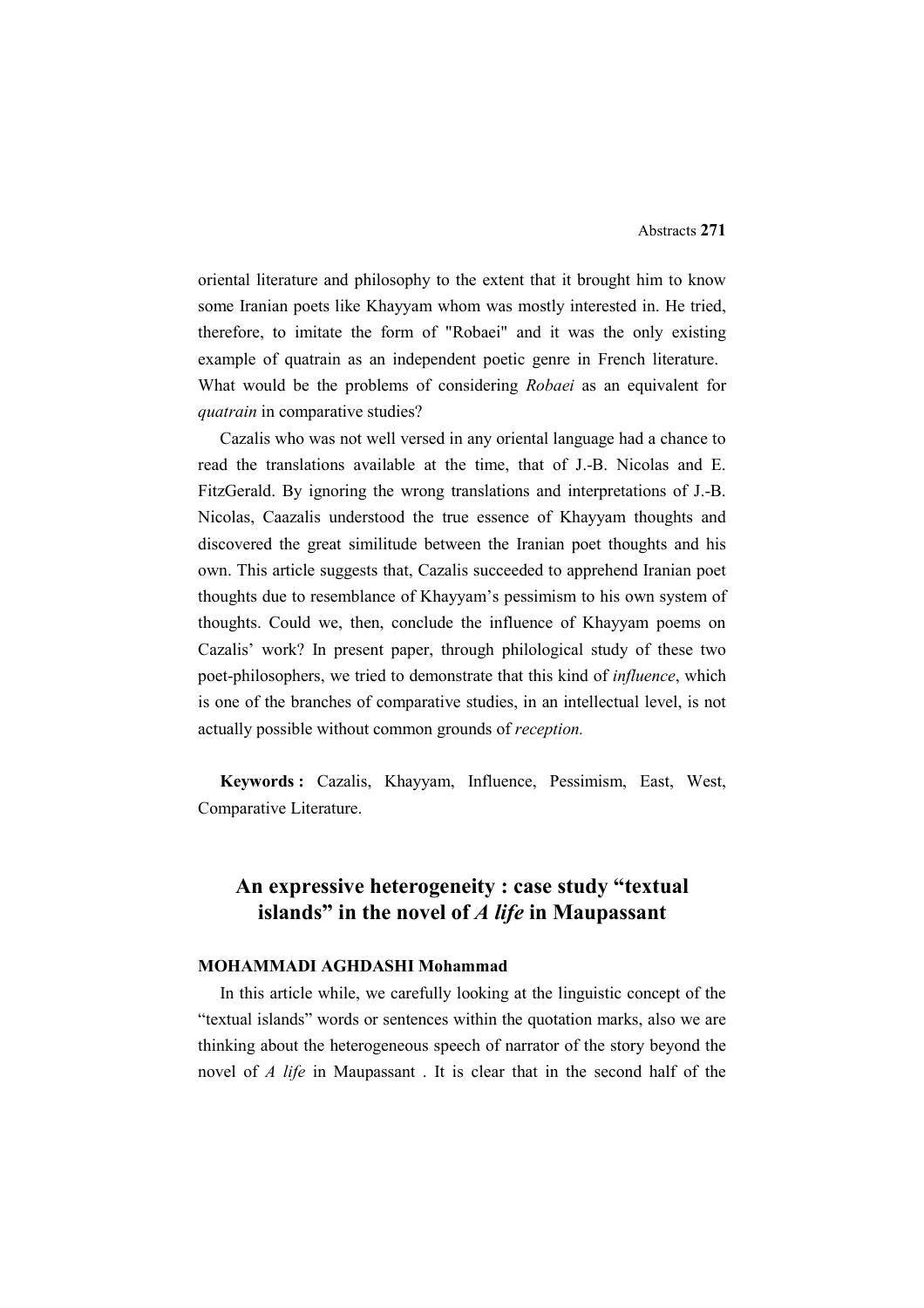oriental literature and philosophy to the extent that it brought him to know some Iranian poets like Khayyam whom was mostly interested in. He tried, therefore, to imitate the form of "Robaei" and it was the only existing example of quatrain as an independent poetic genre in French literature. What would be the problems of considering *Robaei* as an equivalent for *quatrain* in comparative studies?

Cazalis who was not well versed in any oriental language had a chance to read the translations available at the time, that of J.-B. Nicolas and E. FitzGerald. By ignoring the wrong translations and interpretations of J.-B. Nicolas, Caazalis understood the true essence of Khayyam thoughts and discovered the great similitude between the Iranian poet thoughts and his own. This article suggests that, Cazalis succeeded to apprehend Iranian poet thoughts due to resemblance of Khayyam's pessimism to his own system of thoughts. Could we, then, conclude the influence of Khayyam poems on Cazalis' work? In present paper, through philological study of these two poet-philosophers, we tried to demonstrate that this kind of *influence*, which is one of the branches of comparative studies, in an intellectual level, is not actually possible without common grounds of *reception.*

**Keywords :** Cazalis, Khayyam, Influence, Pessimism, East, West, Comparative Literature.

## An expressive heterogeneity : case study "textual islands" in the novel of *A life* in Maupassant

**MOHAMMADI AGHDASHI Mohammad**

In this article while, we carefully looking at the linguistic concept of the "textual islands" words or sentences within the quotation marks, also we are thinking about the heterogeneous speech of narrator of the story beyond the novel of *A life* in Maupassant . It is clear that in the second half of the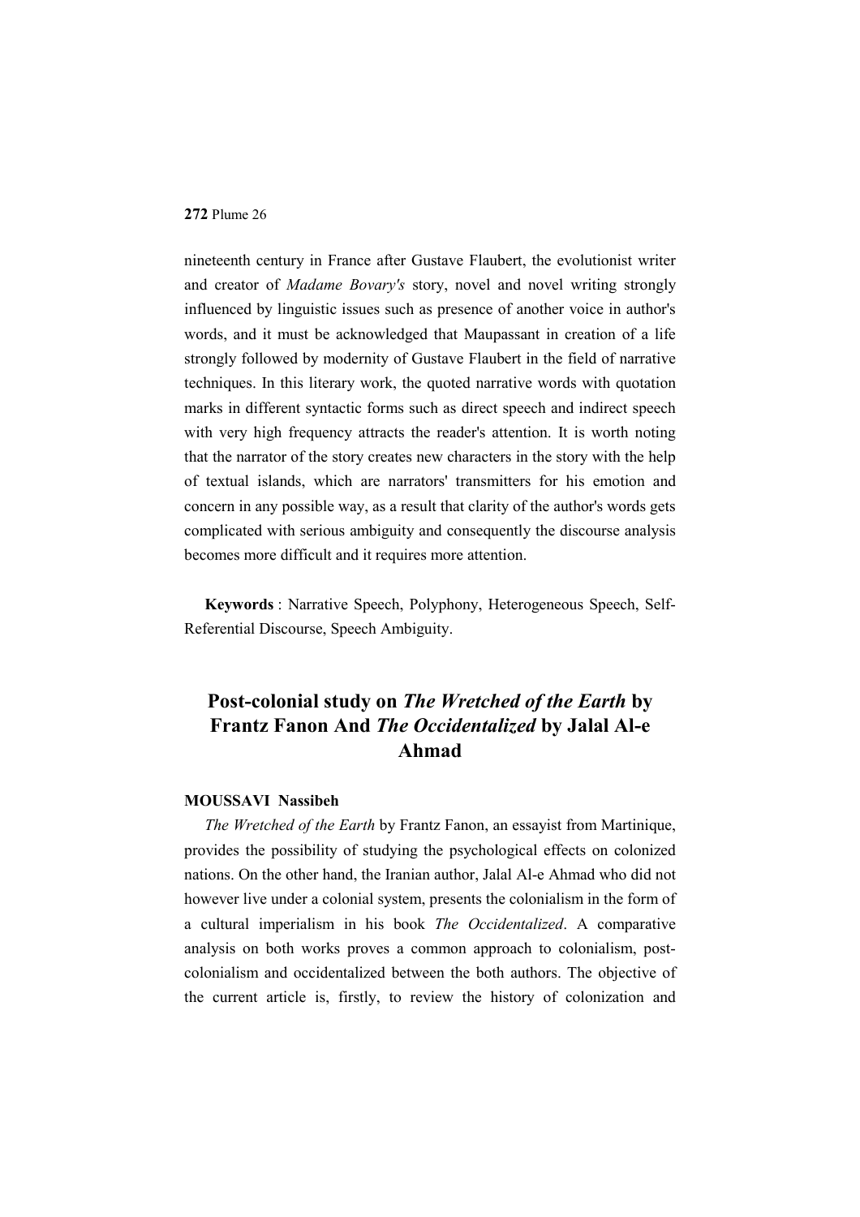nineteenth century in France after Gustave Flaubert, the evolutionist writer and creator of *Madame Bovary's* story, novel and novel writing strongly influenced by linguistic issues such as presence of another voice in author's words, and it must be acknowledged that Maupassant in creation of a life strongly followed by modernity of Gustave Flaubert in the field of narrative techniques. In this literary work, the quoted narrative words with quotation marks in different syntactic forms such as direct speech and indirect speech with very high frequency attracts the reader's attention. It is worth noting that the narrator of the story creates new characters in the story with the help of textual islands, which are narrators' transmitters for his emotion and concern in any possible way, as a result that clarity of the author's words gets complicated with serious ambiguity and consequently the discourse analysis becomes more difficult and it requires more attention.

**Keywords** : Narrative Speech, Polyphony, Heterogeneous Speech, Self-Referential Discourse, Speech Ambiguity.

## Post-colonial study on *The Wretched of the Earth* by Frantz Fanon And *The Occidentalized* by Jalal Al-e Ahmad

**MOUSSAVI Nassibeh**

*The Wretched of the Earth* by Frantz Fanon, an essayist from Martinique, provides the possibility of studying the psychological effects on colonized nations. On the other hand, the Iranian author, Jalal Al-e Ahmad who did not however live under a colonial system, presents the colonialism in the form of a cultural imperialism in his book *The Occidentalized*. A comparative analysis on both works proves a common approach to colonialism, post-colonialism and occidentalized between the both authors. The objective of the current article is, firstly, to review the history of colonization and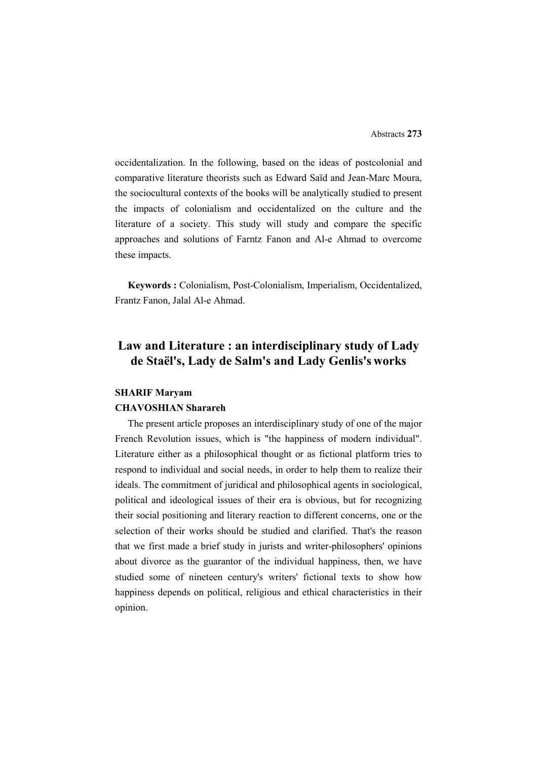occidentalization. In the following, based on the ideas of postcolonial and comparative literature theorists such as Edward Saïd and Jean-Marc Moura, the sociocultural contexts of the books will be analytically studied to present the impacts of colonialism and occidentalized on the culture and the literature of a society. This study will study and compare the specific approaches and solutions of Farntz Fanon and Al-e Ahmad to overcome these impacts.

**Keywords :** Colonialism, Post-Colonialism, Imperialism, Occidentalized, Frantz Fanon, Jalal Al-e Ahmad.

## Law and Literature : an interdisciplinary study of Lady de Staël's, Lady de Salm's and Lady Genlis's works

**SHARIF Maryam**

**CHAVOSHIAN Sharareh**

The present article proposes an interdisciplinary study of one of the major French Revolution issues, which is "the happiness of modern individual". Literature either as a philosophical thought or as fictional platform tries to respond to individual and social needs, in order to help them to realize their ideals. The commitment of juridical and philosophical agents in sociological, political and ideological issues of their era is obvious, but for recognizing their social positioning and literary reaction to different concerns, one or the selection of their works should be studied and clarified. That's the reason that we first made a brief study in jurists and writer-philosophers' opinions about divorce as the guarantor of the individual happiness, then, we have studied some of nineteen century's writers' fictional texts to show how happiness depends on political, religious and ethical characteristics in their opinion.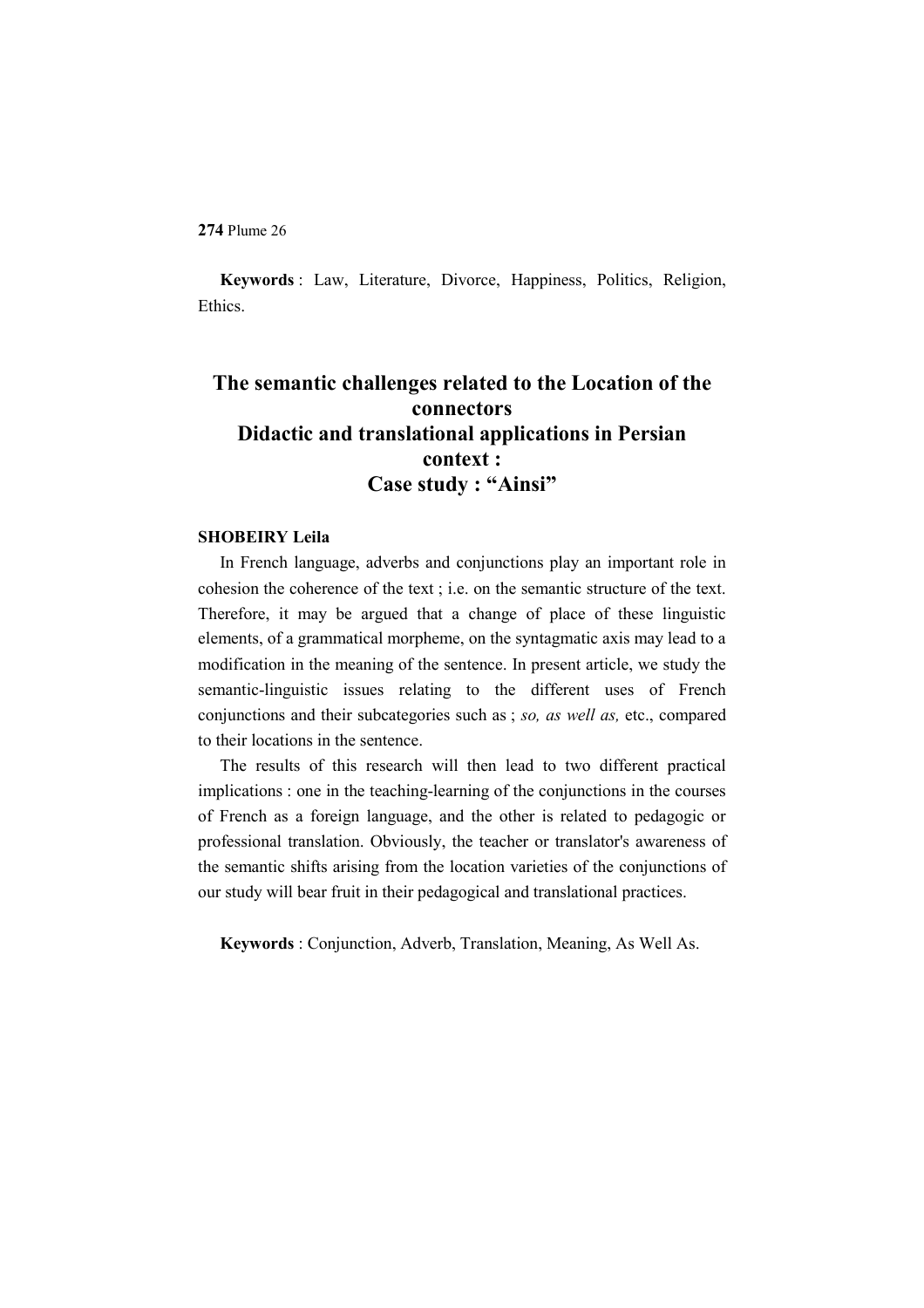**Keywords** : Law, Literature, Divorce, Happiness, Politics, Religion, Ethics.

# The semantic challenges related to the Location of the connectors
# Didactic and translational applications in Persian context :
# Case study : “Ainsi”

**SHOBEIRY Leila**

In French language, adverbs and conjunctions play an important role in cohesion the coherence of the text ; i.e. on the semantic structure of the text. Therefore, it may be argued that a change of place of these linguistic elements, of a grammatical morpheme, on the syntagmatic axis may lead to a modification in the meaning of the sentence. In present article, we study the semantic-linguistic issues relating to the different uses of French conjunctions and their subcategories such as ; *so, as well as,* etc., compared to their locations in the sentence.

The results of this research will then lead to two different practical implications : one in the teaching-learning of the conjunctions in the courses of French as a foreign language, and the other is related to pedagogic or professional translation. Obviously, the teacher or translator's awareness of the semantic shifts arising from the location varieties of the conjunctions of our study will bear fruit in their pedagogical and translational practices.

**Keywords** : Conjunction, Adverb, Translation, Meaning, As Well As.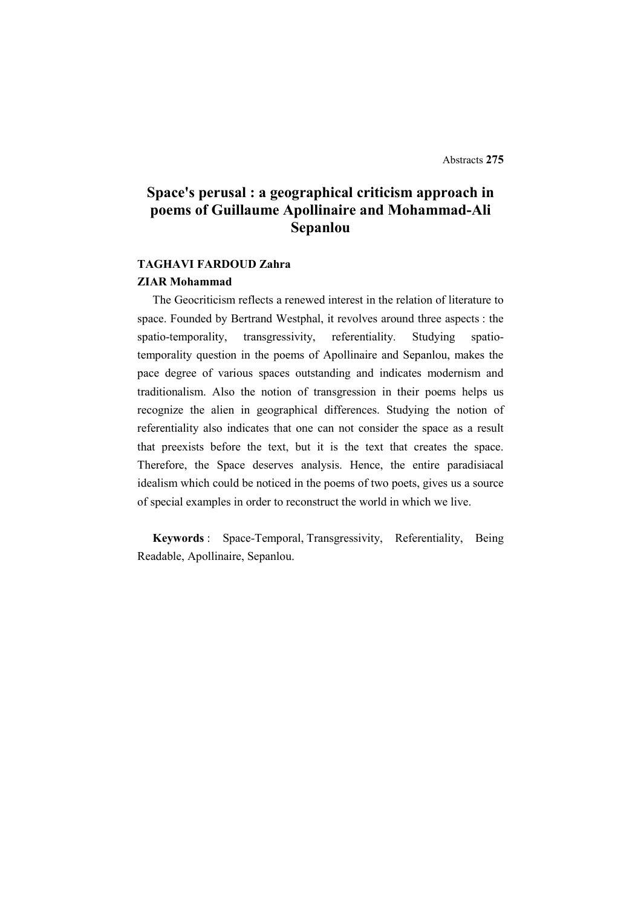# Space's perusal : a geographical criticism approach in poems of Guillaume Apollinaire and Mohammad-Ali Sepanlou

**TAGHAVI FARDOUD Zahra**

**ZIAR Mohammad**

The Geocriticism reflects a renewed interest in the relation of literature to space. Founded by Bertrand Westphal, it revolves around three aspects : the spatio-temporality, transgressivity, referentiality. Studying spatio-temporality question in the poems of Apollinaire and Sepanlou, makes the pace degree of various spaces outstanding and indicates modernism and traditionalism. Also the notion of transgression in their poems helps us recognize the alien in geographical differences. Studying the notion of referentiality also indicates that one can not consider the space as a result that preexists before the text, but it is the text that creates the space. Therefore, the Space deserves analysis. Hence, the entire paradisiacal idealism which could be noticed in the poems of two poets, gives us a source of special examples in order to reconstruct the world in which we live.

**Keywords** : Space-Temporal, Transgressivity, Referentiality, Being Readable, Apollinaire, Sepanlou.